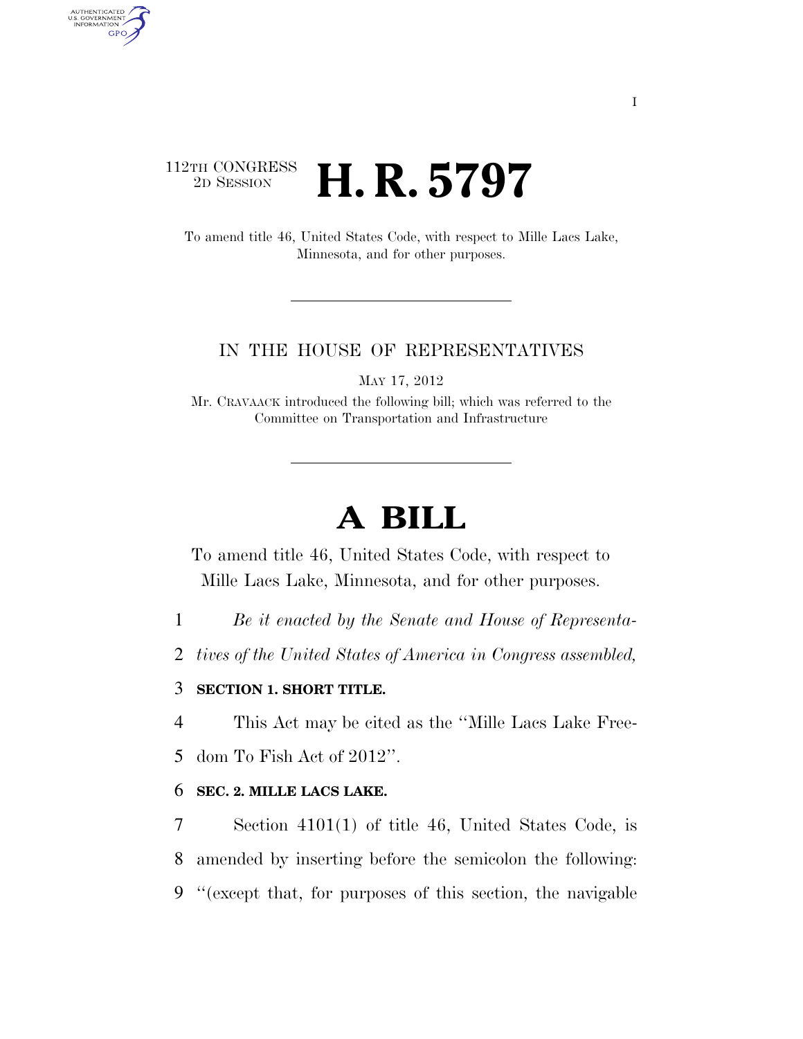112TH CONGRESS
2D SESSION

# H. R. 5797

To amend title 46, United States Code, with respect to Mille Lacs Lake, Minnesota, and for other purposes.

IN THE HOUSE OF REPRESENTATIVES

MAY 17, 2012

Mr. CRAVAACK introduced the following bill; which was referred to the Committee on Transportation and Infrastructure

# A BILL

To amend title 46, United States Code, with respect to Mille Lacs Lake, Minnesota, and for other purposes.

1 *Be it enacted by the Senate and House of Representa-*
2 *tives of the United States of America in Congress assembled,*

3 **SECTION 1. SHORT TITLE.**

4 This Act may be cited as the "Mille Lacs Lake Free-
5 dom To Fish Act of 2012".

6 **SEC. 2. MILLE LACS LAKE.**

7 Section 4101(1) of title 46, United States Code, is
8 amended by inserting before the semicolon the following:
9 "(except that, for purposes of this section, the navigable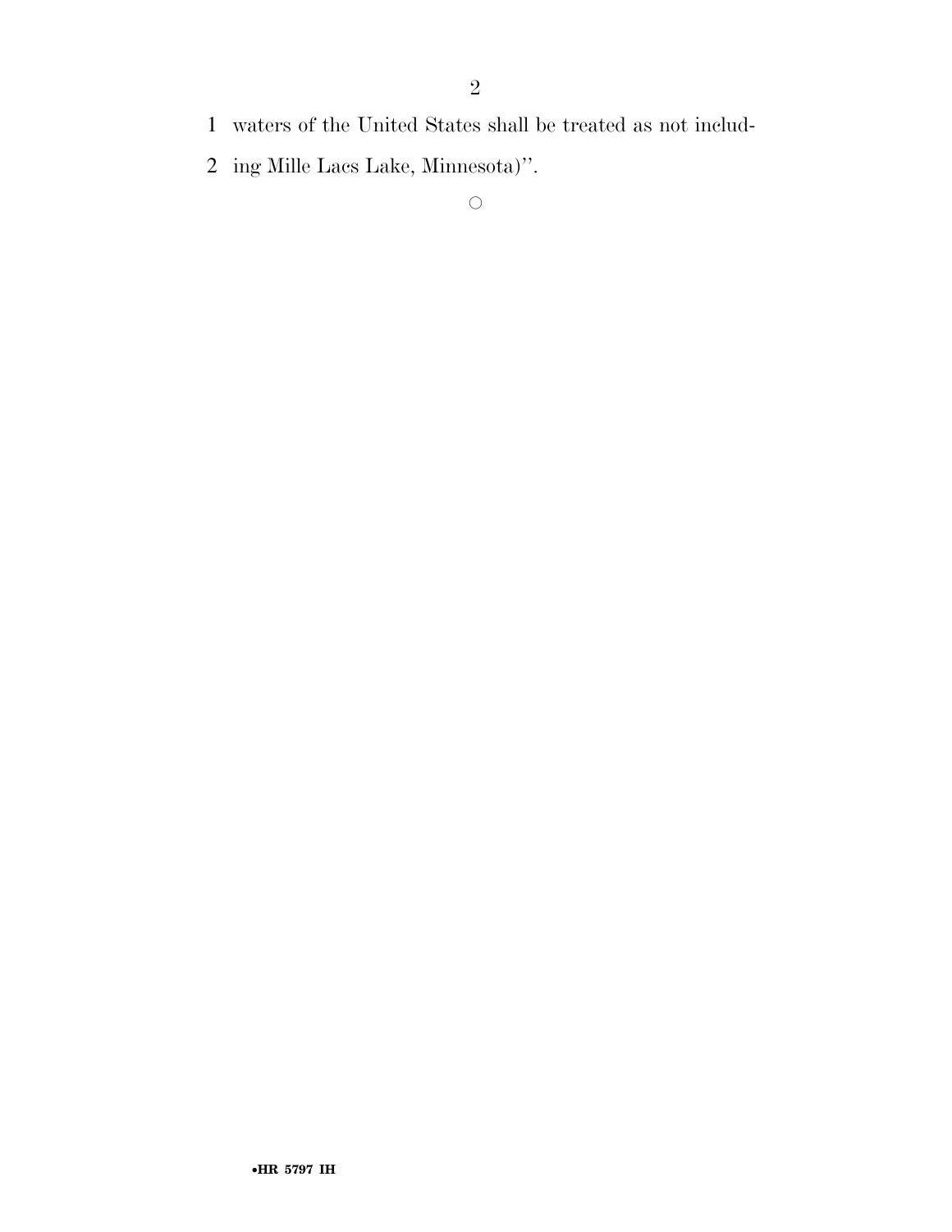waters of the United States shall be treated as not including Mille Lacs Lake, Minnesota)''.

○